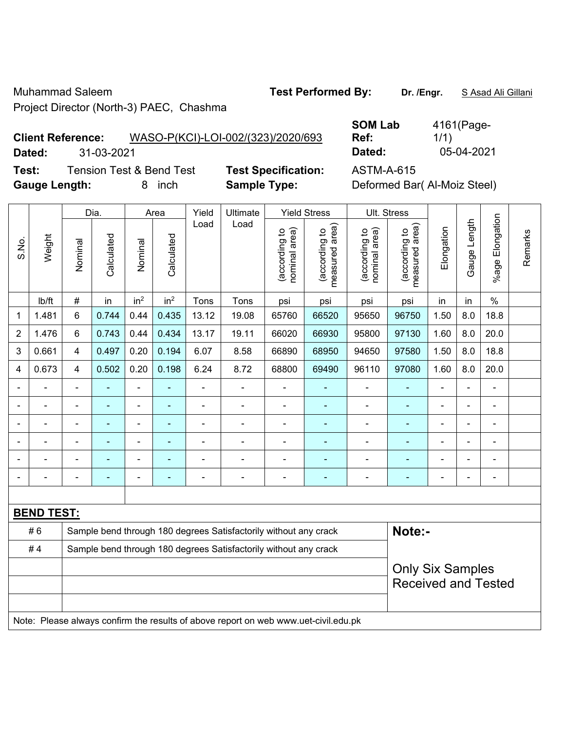Muhammad Saleem
Project Director (North-3) PAEC, Chashma

**Test Performed By:** **Dr. /Engr.** S Asad Ali Gillani

**Client Reference:** WASO-P(KCI)-LOI-002/(323)/2020/693
**Dated:** 31-03-2021

**SOM Lab Ref:** 4161(Page-1/1)
**Dated:** 05-04-2021

**Test:** Tension Test & Bend Test
**Gauge Length:** 8 inch

**Test Specification:** ASTM-A-615
**Sample Type:** Deformed Bar( Al-Moiz Steel)

| S.No. | Weight | Dia. | | Area | | Yield Load | Ultimate Load | Yield Stress | | Ult. Stress | | Elongation | Gauge Length | %age Elongation | Remarks |
|---|---|---|---|---|---|---|---|---|---|---|---|---|---|---|---|
| | | Nominal | Calculated | Nominal | Calculated | | | (according to nominal area) | (according to measured area) | (according to nominal area) | (according to measured area) | | | | |
| | lb/ft | # | in | in$^2$ | in$^2$ | Tons | Tons | psi | psi | psi | psi | in | in | % | |
| 1 | 1.481 | 6 | 0.744 | 0.44 | 0.435 | 13.12 | 19.08 | 65760 | 66520 | 95650 | 96750 | 1.50 | 8.0 | 18.8 | |
| 2 | 1.476 | 6 | 0.743 | 0.44 | 0.434 | 13.17 | 19.11 | 66020 | 66930 | 95800 | 97130 | 1.60 | 8.0 | 20.0 | |
| 3 | 0.661 | 4 | 0.497 | 0.20 | 0.194 | 6.07 | 8.58 | 66890 | 68950 | 94650 | 97580 | 1.50 | 8.0 | 18.8 | |
| 4 | 0.673 | 4 | 0.502 | 0.20 | 0.198 | 6.24 | 8.72 | 68800 | 69490 | 96110 | 97080 | 1.60 | 8.0 | 20.0 | |
| - | - | - | - | - | - | - | - | - | - | - | - | - | - | - | |
| - | - | - | - | - | - | - | - | - | - | - | - | - | - | - | |
| - | - | - | - | - | - | - | - | - | - | - | - | - | - | - | |
| - | - | - | - | - | - | - | - | - | - | - | - | - | - | - | |
| - | - | - | - | - | - | - | - | - | - | - | - | - | - | - | |
| - | - | - | - | - | - | - | - | - | - | - | - | - | - | - | |

**BEND TEST:**

| | | |
|---|---|---|
| # 6 | Sample bend through 180 degrees Satisfactorily without any crack | **Note:-** |
| # 4 | Sample bend through 180 degrees Satisfactorily without any crack | Only Six Samples Received and Tested |

Note: Please always confirm the results of above report on web www.uet-civil.edu.pk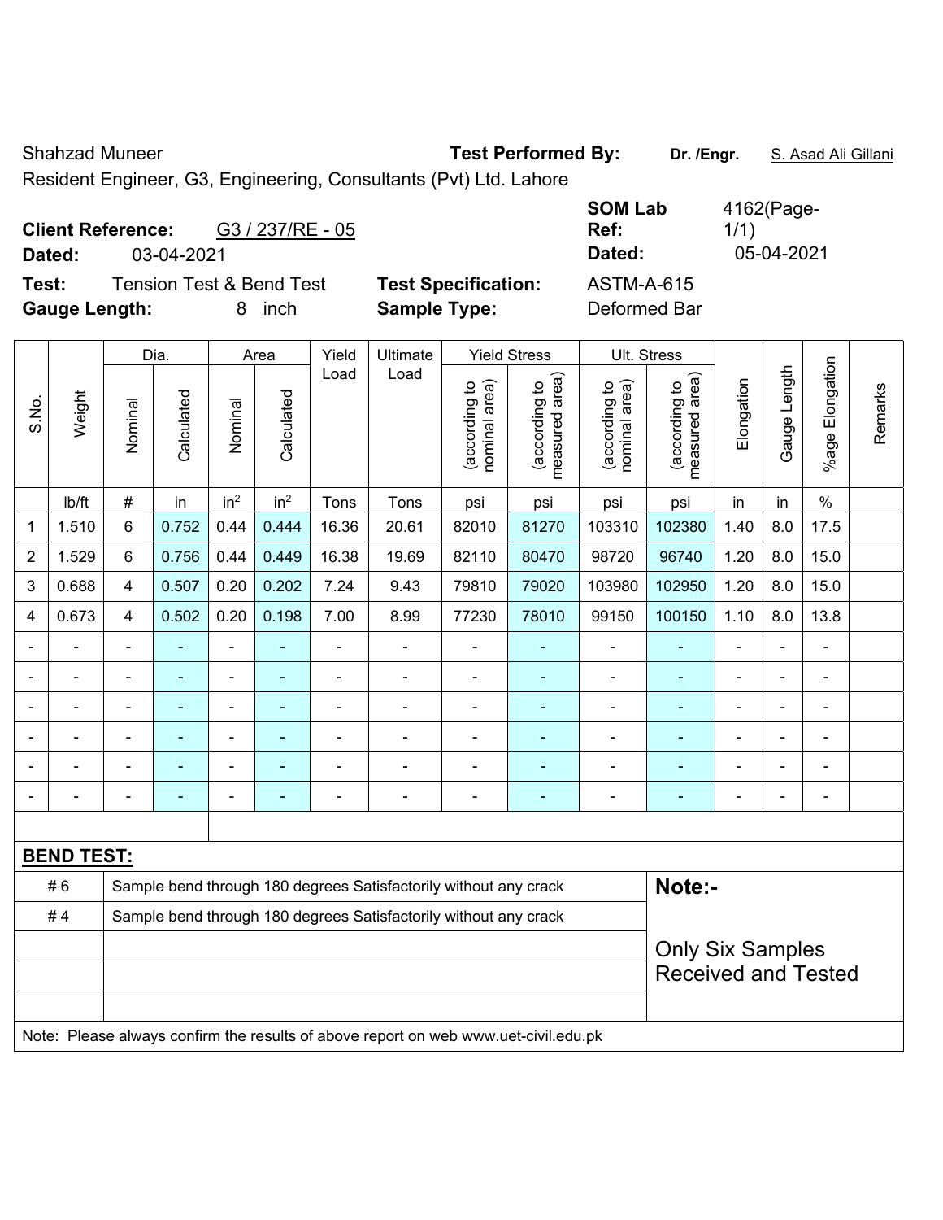Shahzad Muneer

Resident Engineer, G3, Engineering, Consultants (Pvt) Ltd. Lahore

**Test Performed By:** **Dr. /Engr.** S. Asad Ali Gillani

**Client Reference:** G3 / 237/RE - 05

**Dated:** 03-04-2021

**SOM Lab Ref:** 4162(Page-1/1)

**Dated:** 05-04-2021

**Test:** Tension Test & Bend Test

**Gauge Length:** 8 inch

**Test Specification:** ASTM-A-615

**Sample Type:** Deformed Bar

| S.No. | Weight | Dia. | | Area | | Yield Load | Ultimate Load | Yield Stress | | Ult. Stress | | Elongation | Gauge Length | %age Elongation | Remarks |
|---|---|---|---|---|---|---|---|---|---|---|---|---|---|---|---|
| | | Nominal | Calculated | Nominal | Calculated | | | (according to nominal area) | (according to measured area) | (according to nominal area) | (according to measured area) | | | | |
| | lb/ft | # | in | $in^2$ | $in^2$ | Tons | Tons | psi | psi | psi | psi | in | in | % | |
| 1 | 1.510 | 6 | 0.752 | 0.44 | 0.444 | 16.36 | 20.61 | 82010 | 81270 | 103310 | 102380 | 1.40 | 8.0 | 17.5 | |
| 2 | 1.529 | 6 | 0.756 | 0.44 | 0.449 | 16.38 | 19.69 | 82110 | 80470 | 98720 | 96740 | 1.20 | 8.0 | 15.0 | |
| 3 | 0.688 | 4 | 0.507 | 0.20 | 0.202 | 7.24 | 9.43 | 79810 | 79020 | 103980 | 102950 | 1.20 | 8.0 | 15.0 | |
| 4 | 0.673 | 4 | 0.502 | 0.20 | 0.198 | 7.00 | 8.99 | 77230 | 78010 | 99150 | 100150 | 1.10 | 8.0 | 13.8 | |
| - | - | - | - | - | - | - | - | - | - | - | - | - | - | - | |
| - | - | - | - | - | - | - | - | - | - | - | - | - | - | - | |
| - | - | - | - | - | - | - | - | - | - | - | - | - | - | - | |
| - | - | - | - | - | - | - | - | - | - | - | - | - | - | - | |
| - | - | - | - | - | - | - | - | - | - | - | - | - | - | - | |
| - | - | - | - | - | - | - | - | - | - | - | - | - | - | - | |

**BEND TEST:**

| | | |
|---|---|---|
| # 6 | Sample bend through 180 degrees Satisfactorily without any crack | **Note:-** |
| # 4 | Sample bend through 180 degrees Satisfactorily without any crack | |
| | | Only Six Samples Received and Tested |

Note: Please always confirm the results of above report on web www.uet-civil.edu.pk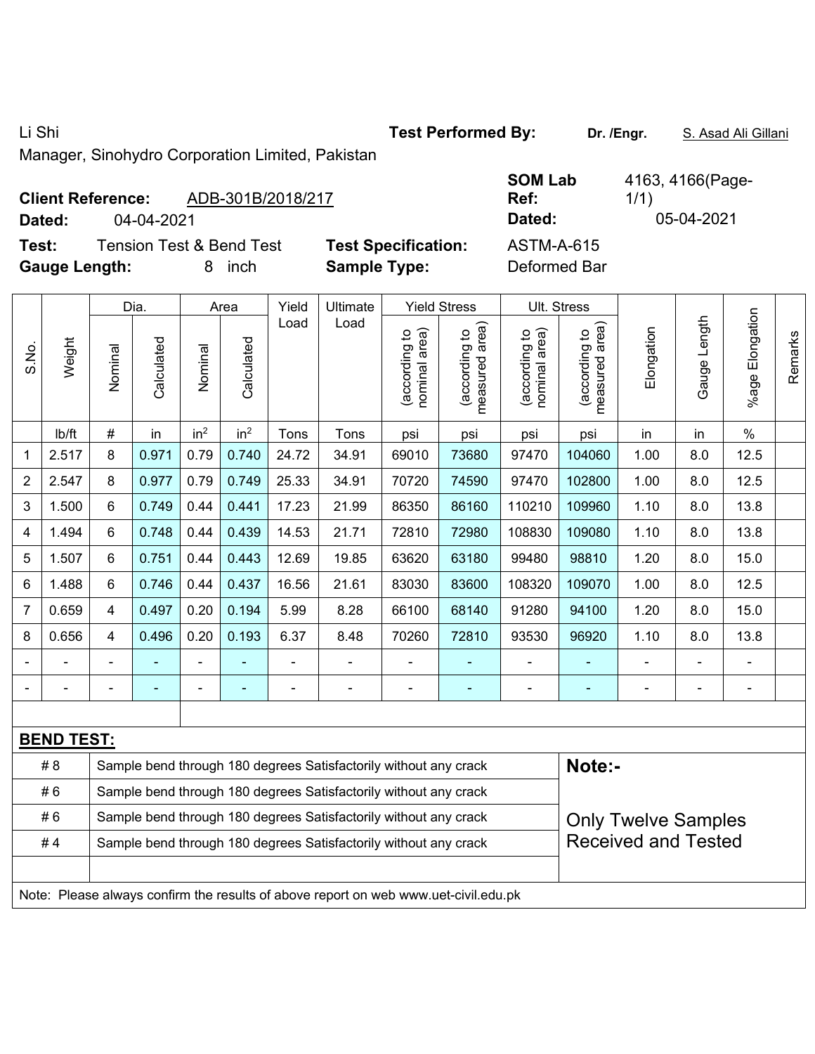Li Shi

Manager, Sinohydro Corporation Limited, Pakistan

**Test Performed By:** **Dr. /Engr.** S. Asad Ali Gillani

**Client Reference:** ADB-301B/2018/217

**Dated:** 04-04-2021

**SOM Lab Ref:** 4163, 4166(Page-1/1)

**Dated:** 05-04-2021

**Test:** Tension Test & Bend Test

**Test Specification:** ASTM-A-615

**Gauge Length:** 8 inch

**Sample Type:** Deformed Bar

| S.No. | Weight | Dia. | | Area | | Yield Load | Ultimate Load | Yield Stress | | Ult. Stress | | Elongation | Gauge Length | %age Elongation | Remarks |
|---|---|---|---|---|---|---|---|---|---|---|---|---|---|---|---|
| | | Nominal | Calculated | Nominal | Calculated | | | (according to nominal area) | (according to measured area) | (according to nominal area) | (according to measured area) | | | | |
| | lb/ft | # | in | $in^2$ | $in^2$ | Tons | Tons | psi | psi | psi | psi | in | in | % | |
| 1 | 2.517 | 8 | 0.971 | 0.79 | 0.740 | 24.72 | 34.91 | 69010 | 73680 | 97470 | 104060 | 1.00 | 8.0 | 12.5 | |
| 2 | 2.547 | 8 | 0.977 | 0.79 | 0.749 | 25.33 | 34.91 | 70720 | 74590 | 97470 | 102800 | 1.00 | 8.0 | 12.5 | |
| 3 | 1.500 | 6 | 0.749 | 0.44 | 0.441 | 17.23 | 21.99 | 86350 | 86160 | 110210 | 109960 | 1.10 | 8.0 | 13.8 | |
| 4 | 1.494 | 6 | 0.748 | 0.44 | 0.439 | 14.53 | 21.71 | 72810 | 72980 | 108830 | 109080 | 1.10 | 8.0 | 13.8 | |
| 5 | 1.507 | 6 | 0.751 | 0.44 | 0.443 | 12.69 | 19.85 | 63620 | 63180 | 99480 | 98810 | 1.20 | 8.0 | 15.0 | |
| 6 | 1.488 | 6 | 0.746 | 0.44 | 0.437 | 16.56 | 21.61 | 83030 | 83600 | 108320 | 109070 | 1.00 | 8.0 | 12.5 | |
| 7 | 0.659 | 4 | 0.497 | 0.20 | 0.194 | 5.99 | 8.28 | 66100 | 68140 | 91280 | 94100 | 1.20 | 8.0 | 15.0 | |
| 8 | 0.656 | 4 | 0.496 | 0.20 | 0.193 | 6.37 | 8.48 | 70260 | 72810 | 93530 | 96920 | 1.10 | 8.0 | 13.8 | |
| - | - | - | - | - | - | - | - | - | - | - | - | - | - | - | |
| - | - | - | - | - | - | - | - | - | - | - | - | - | - | - | |

**BEND TEST:**

| | | |
|---|---|---|
| # 8 | Sample bend through 180 degrees Satisfactorily without any crack | **Note:-** |
| # 6 | Sample bend through 180 degrees Satisfactorily without any crack | |
| # 6 | Sample bend through 180 degrees Satisfactorily without any crack | Only Twelve Samples Received and Tested |
| # 4 | Sample bend through 180 degrees Satisfactorily without any crack | |

Note: Please always confirm the results of above report on web www.uet-civil.edu.pk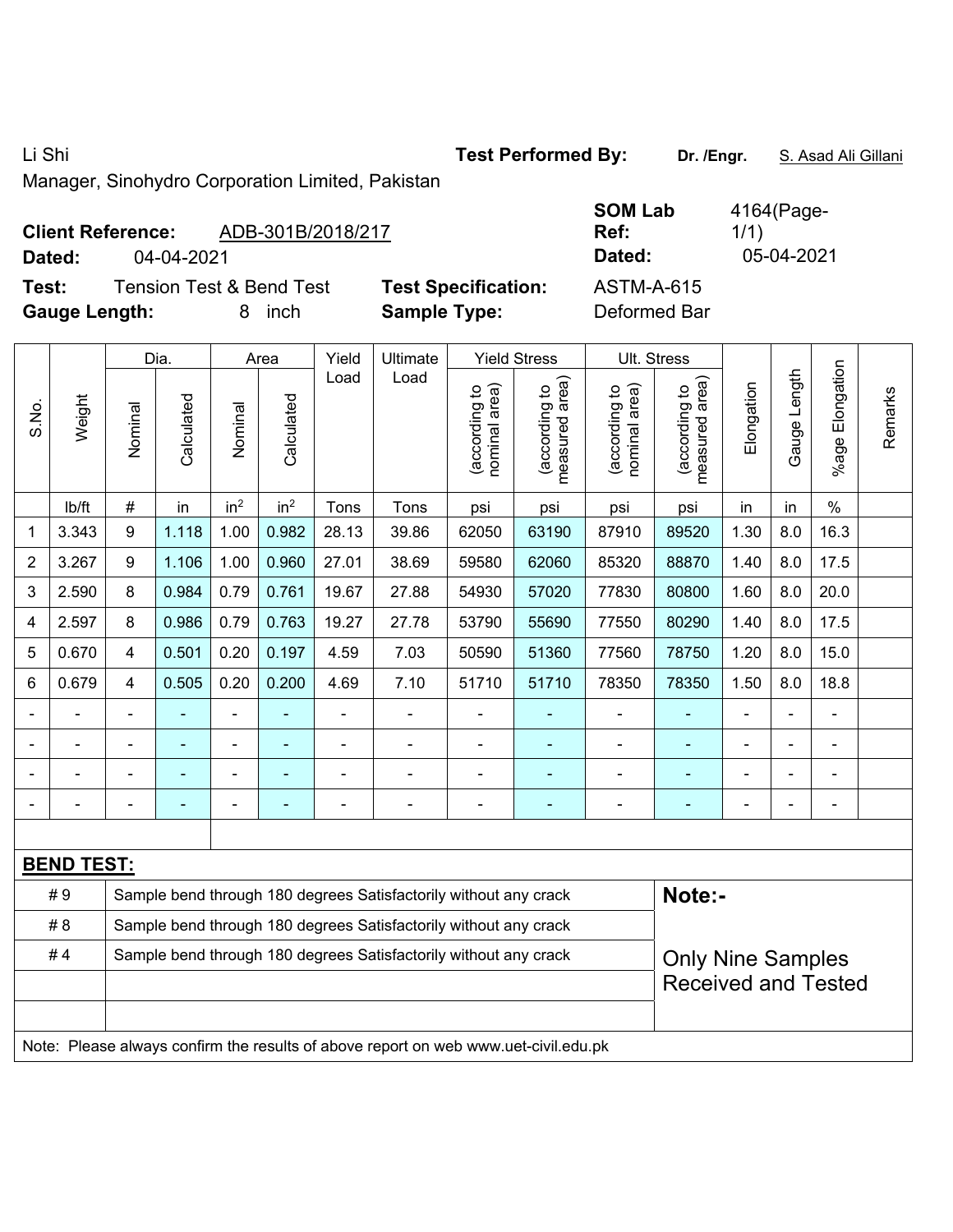Li Shi

Manager, Sinohydro Corporation Limited, Pakistan

**Test Performed By:** **Dr. /Engr.** S. Asad Ali Gillani

**Client Reference:** ADB-301B/2018/217

**Dated:** 04-04-2021

**SOM Lab Ref:** 4164(Page-1/1)

**Dated:** 05-04-2021

**Test:** Tension Test & Bend Test

**Test Specification:** ASTM-A-615

**Gauge Length:** 8 inch

**Sample Type:** Deformed Bar

| S.No. | Weight | Dia. | | Area | | Yield Load | Ultimate Load | Yield Stress | | Ult. Stress | | Elongation | Gauge Length | %age Elongation | Remarks |
|---|---|---|---|---|---|---|---|---|---|---|---|---|---|---|---|
| | | Nominal | Calculated | Nominal | Calculated | | | (according to nominal area) | (according to measured area) | (according to nominal area) | (according to measured area) | | | | |
| | lb/ft | # | in | in² | in² | Tons | Tons | psi | psi | psi | psi | in | in | % | |
| 1 | 3.343 | 9 | 1.118 | 1.00 | 0.982 | 28.13 | 39.86 | 62050 | 63190 | 87910 | 89520 | 1.30 | 8.0 | 16.3 | |
| 2 | 3.267 | 9 | 1.106 | 1.00 | 0.960 | 27.01 | 38.69 | 59580 | 62060 | 85320 | 88870 | 1.40 | 8.0 | 17.5 | |
| 3 | 2.590 | 8 | 0.984 | 0.79 | 0.761 | 19.67 | 27.88 | 54930 | 57020 | 77830 | 80800 | 1.60 | 8.0 | 20.0 | |
| 4 | 2.597 | 8 | 0.986 | 0.79 | 0.763 | 19.27 | 27.78 | 53790 | 55690 | 77550 | 80290 | 1.40 | 8.0 | 17.5 | |
| 5 | 0.670 | 4 | 0.501 | 0.20 | 0.197 | 4.59 | 7.03 | 50590 | 51360 | 77560 | 78750 | 1.20 | 8.0 | 15.0 | |
| 6 | 0.679 | 4 | 0.505 | 0.20 | 0.200 | 4.69 | 7.10 | 51710 | 51710 | 78350 | 78350 | 1.50 | 8.0 | 18.8 | |
| - | - | - | - | - | - | - | - | - | - | - | - | - | - | - | |
| - | - | - | - | - | - | - | - | - | - | - | - | - | - | - | |
| - | - | - | - | - | - | - | - | - | - | - | - | - | - | - | |
| - | - | - | - | - | - | - | - | - | - | - | - | - | - | - | |

**BEND TEST:**

| | |
|---|---|
| # 9 | Sample bend through 180 degrees Satisfactorily without any crack |
| # 8 | Sample bend through 180 degrees Satisfactorily without any crack |
| # 4 | Sample bend through 180 degrees Satisfactorily without any crack |

**Note:-**

Only Nine Samples Received and Tested

Note: Please always confirm the results of above report on web www.uet-civil.edu.pk